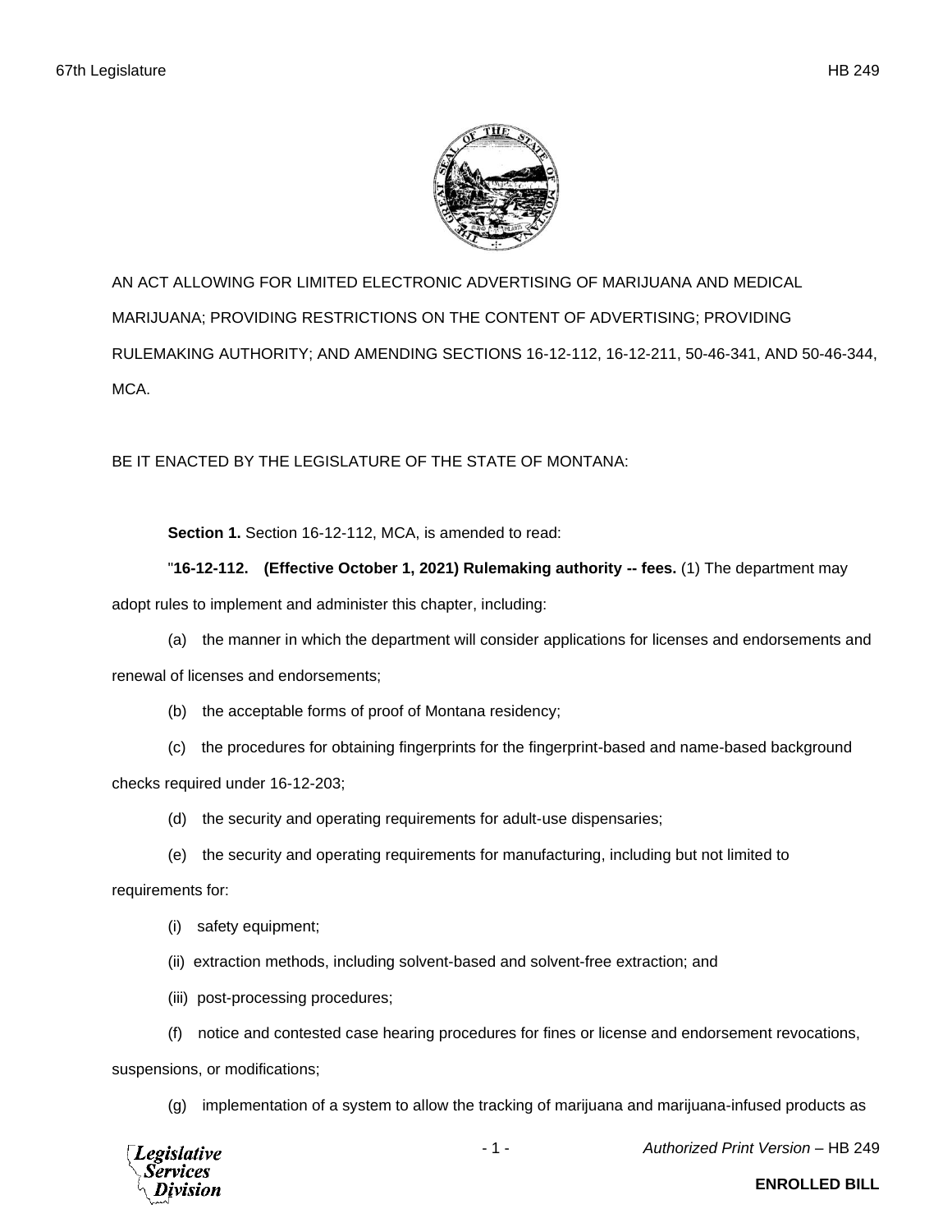AN ACT ALLOWING FOR LIMITED ELECTRONIC ADVERTISING OF MARIJUANA AND MEDICAL MARIJUANA; PROVIDING RESTRICTIONS ON THE CONTENT OF ADVERTISING; PROVIDING RULEMAKING AUTHORITY; AND AMENDING SECTIONS 16-12-112, 16-12-211, 50-46-341, AND 50-46-344, MCA.

BE IT ENACTED BY THE LEGISLATURE OF THE STATE OF MONTANA:

**Section 1.** Section 16-12-112, MCA, is amended to read:

"**16-12-112. (Effective October 1, 2021) Rulemaking authority -- fees.** (1) The department may adopt rules to implement and administer this chapter, including:

(a) the manner in which the department will consider applications for licenses and endorsements and renewal of licenses and endorsements;

(b) the acceptable forms of proof of Montana residency;

(c) the procedures for obtaining fingerprints for the fingerprint-based and name-based background checks required under 16-12-203;

(d) the security and operating requirements for adult-use dispensaries;

(e) the security and operating requirements for manufacturing, including but not limited to requirements for:

(i) safety equipment;

(ii) extraction methods, including solvent-based and solvent-free extraction; and

(iii) post-processing procedures;

(f) notice and contested case hearing procedures for fines or license and endorsement revocations, suspensions, or modifications;

(g) implementation of a system to allow the tracking of marijuana and marijuana-infused products as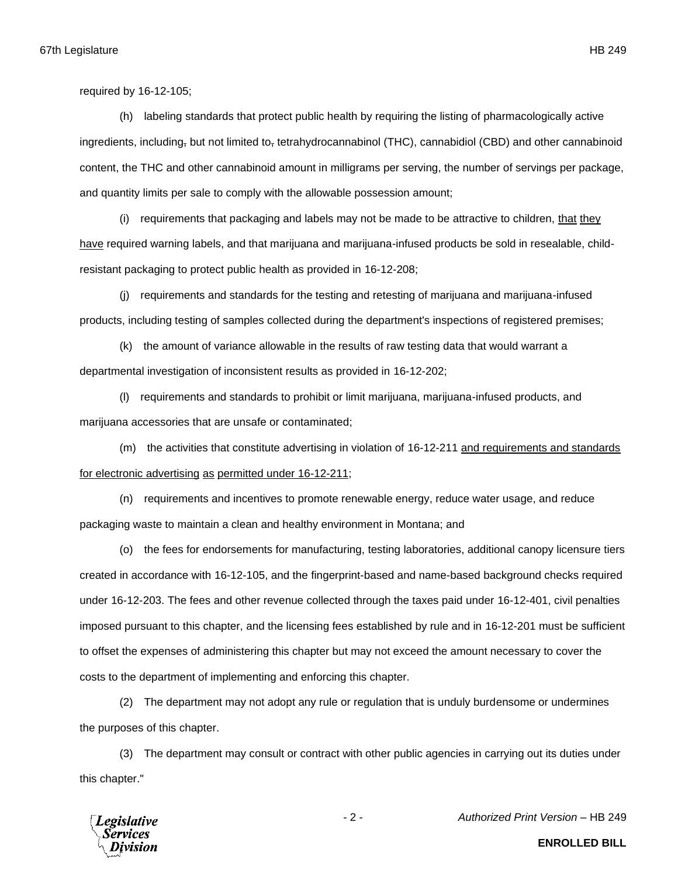required by 16-12-105;

(h) labeling standards that protect public health by requiring the listing of pharmacologically active ingredients, including~~,~~ but not limited to~~,~~ tetrahydrocannabinol (THC), cannabidiol (CBD) and other cannabinoid content, the THC and other cannabinoid amount in milligrams per serving, the number of servings per package, and quantity limits per sale to comply with the allowable possession amount;

(i) requirements that packaging and labels may not be made to be attractive to children, <u>that</u> <u>they</u> <u>have</u> required warning labels, and that marijuana and marijuana-infused products be sold in resealable, child-resistant packaging to protect public health as provided in 16-12-208;

(j) requirements and standards for the testing and retesting of marijuana and marijuana-infused products, including testing of samples collected during the department's inspections of registered premises;

(k) the amount of variance allowable in the results of raw testing data that would warrant a departmental investigation of inconsistent results as provided in 16-12-202;

(l) requirements and standards to prohibit or limit marijuana, marijuana-infused products, and marijuana accessories that are unsafe or contaminated;

(m) the activities that constitute advertising in violation of 16-12-211 <u>and requirements and standards for electronic advertising</u> <u>as</u> <u>permitted under 16-12-211</u>;

(n) requirements and incentives to promote renewable energy, reduce water usage, and reduce packaging waste to maintain a clean and healthy environment in Montana; and

(o) the fees for endorsements for manufacturing, testing laboratories, additional canopy licensure tiers created in accordance with 16-12-105, and the fingerprint-based and name-based background checks required under 16-12-203. The fees and other revenue collected through the taxes paid under 16-12-401, civil penalties imposed pursuant to this chapter, and the licensing fees established by rule and in 16-12-201 must be sufficient to offset the expenses of administering this chapter but may not exceed the amount necessary to cover the costs to the department of implementing and enforcing this chapter.

(2) The department may not adopt any rule or regulation that is unduly burdensome or undermines the purposes of this chapter.

(3) The department may consult or contract with other public agencies in carrying out its duties under this chapter."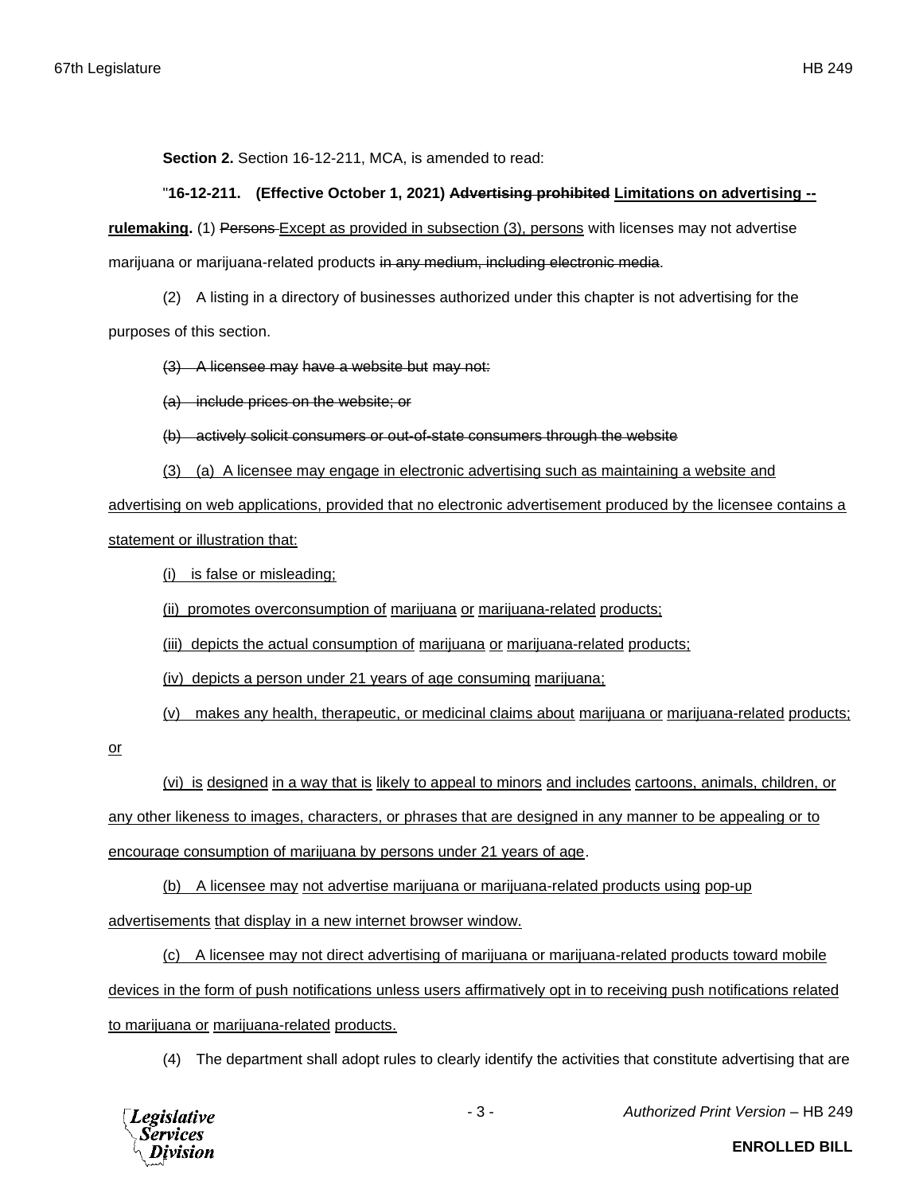**Section 2.** Section 16-12-211, MCA, is amended to read:

"**16-12-211. (Effective October 1, 2021) ~~Advertising prohibited~~ Limitations on advertising -- rulemaking.** (1) ~~Persons~~ Except as provided in subsection (3), persons with licenses may not advertise marijuana or marijuana-related products ~~in any medium, including electronic media~~.

(2) A listing in a directory of businesses authorized under this chapter is not advertising for the purposes of this section.

~~(3) A licensee may have a website but may not:~~

~~(a) include prices on the website; or~~

~~(b) actively solicit consumers or out-of-state consumers through the website~~

(3) (a) A licensee may engage in electronic advertising such as maintaining a website and advertising on web applications, provided that no electronic advertisement produced by the licensee contains a statement or illustration that:

(i) is false or misleading;

(ii) promotes overconsumption of marijuana or marijuana-related products;

(iii) depicts the actual consumption of marijuana or marijuana-related products;

(iv) depicts a person under 21 years of age consuming marijuana;

(v) makes any health, therapeutic, or medicinal claims about marijuana or marijuana-related products; or

(vi) is designed in a way that is likely to appeal to minors and includes cartoons, animals, children, or any other likeness to images, characters, or phrases that are designed in any manner to be appealing or to encourage consumption of marijuana by persons under 21 years of age.

(b) A licensee may not advertise marijuana or marijuana-related products using pop-up advertisements that display in a new internet browser window.

(c) A licensee may not direct advertising of marijuana or marijuana-related products toward mobile devices in the form of push notifications unless users affirmatively opt in to receiving push notifications related to marijuana or marijuana-related products.

(4) The department shall adopt rules to clearly identify the activities that constitute advertising that are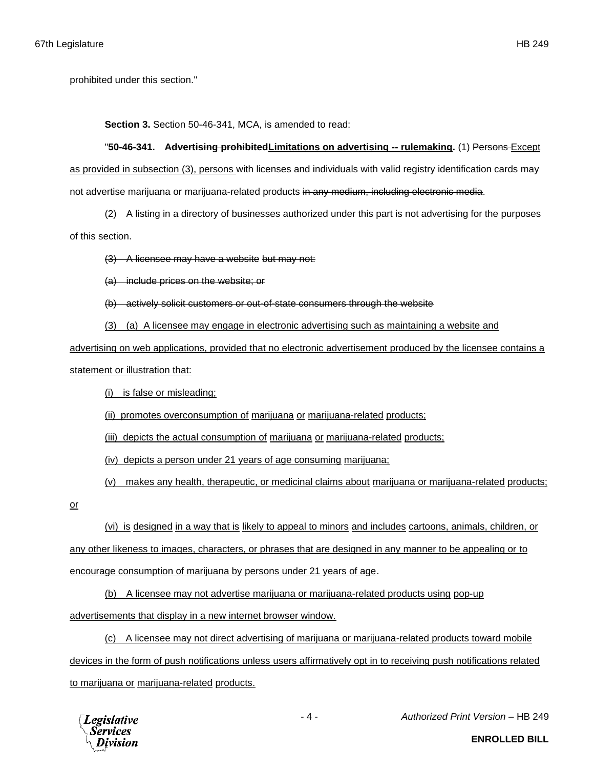prohibited under this section."

**Section 3.** Section 50-46-341, MCA, is amended to read:

"**50-46-341. ~~Advertising prohibited~~<u>Limitations on advertising -- rulemaking</u>.** (1) ~~Persons~~ <u>Except as provided in subsection (3), persons</u> with licenses and individuals with valid registry identification cards may not advertise marijuana or marijuana-related products ~~in any medium, including electronic media~~.

(2) A listing in a directory of businesses authorized under this part is not advertising for the purposes of this section.

~~(3) A licensee may have a website but may not:~~

~~(a) include prices on the website; or~~

~~(b) actively solicit customers or out-of-state consumers through the website~~

<u>(3) (a) A licensee may engage in electronic advertising such as maintaining a website and advertising on web applications, provided that no electronic advertisement produced by the licensee contains a statement or illustration that:</u>

<u>(i) is false or misleading;</u>

<u>(ii) promotes overconsumption of marijuana or marijuana-related products;</u>

<u>(iii) depicts the actual consumption of marijuana or marijuana-related products;</u>

<u>(iv) depicts a person under 21 years of age consuming marijuana;</u>

<u>(v) makes any health, therapeutic, or medicinal claims about marijuana or marijuana-related products; or</u>

<u>(vi) is designed in a way that is likely to appeal to minors and includes cartoons, animals, children, or any other likeness to images, characters, or phrases that are designed in any manner to be appealing or to encourage consumption of marijuana by persons under 21 years of age</u>.

<u>(b) A licensee may not advertise marijuana or marijuana-related products using pop-up advertisements that display in a new internet browser window.</u>

<u>(c) A licensee may not direct advertising of marijuana or marijuana-related products toward mobile devices in the form of push notifications unless users affirmatively opt in to receiving push notifications related to marijuana or marijuana-related products.</u>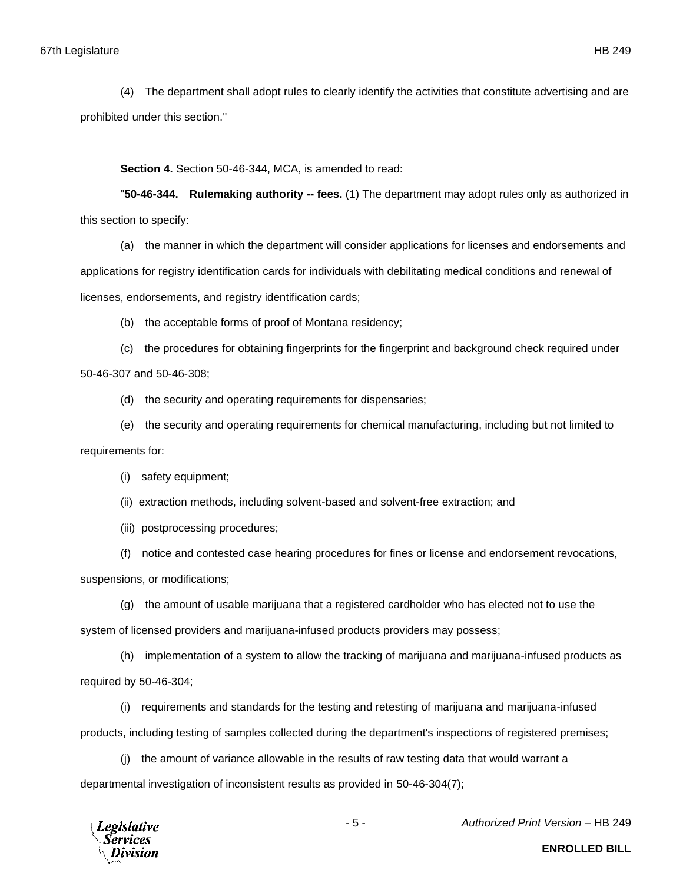(4) The department shall adopt rules to clearly identify the activities that constitute advertising and are prohibited under this section."

**Section 4.** Section 50-46-344, MCA, is amended to read:

"**50-46-344. Rulemaking authority -- fees.** (1) The department may adopt rules only as authorized in this section to specify:

(a) the manner in which the department will consider applications for licenses and endorsements and applications for registry identification cards for individuals with debilitating medical conditions and renewal of licenses, endorsements, and registry identification cards;

(b) the acceptable forms of proof of Montana residency;

(c) the procedures for obtaining fingerprints for the fingerprint and background check required under 50-46-307 and 50-46-308;

(d) the security and operating requirements for dispensaries;

(e) the security and operating requirements for chemical manufacturing, including but not limited to requirements for:

(i) safety equipment;

(ii) extraction methods, including solvent-based and solvent-free extraction; and

(iii) postprocessing procedures;

(f) notice and contested case hearing procedures for fines or license and endorsement revocations, suspensions, or modifications;

(g) the amount of usable marijuana that a registered cardholder who has elected not to use the system of licensed providers and marijuana-infused products providers may possess;

(h) implementation of a system to allow the tracking of marijuana and marijuana-infused products as required by 50-46-304;

(i) requirements and standards for the testing and retesting of marijuana and marijuana-infused products, including testing of samples collected during the department's inspections of registered premises;

(j) the amount of variance allowable in the results of raw testing data that would warrant a departmental investigation of inconsistent results as provided in 50-46-304(7);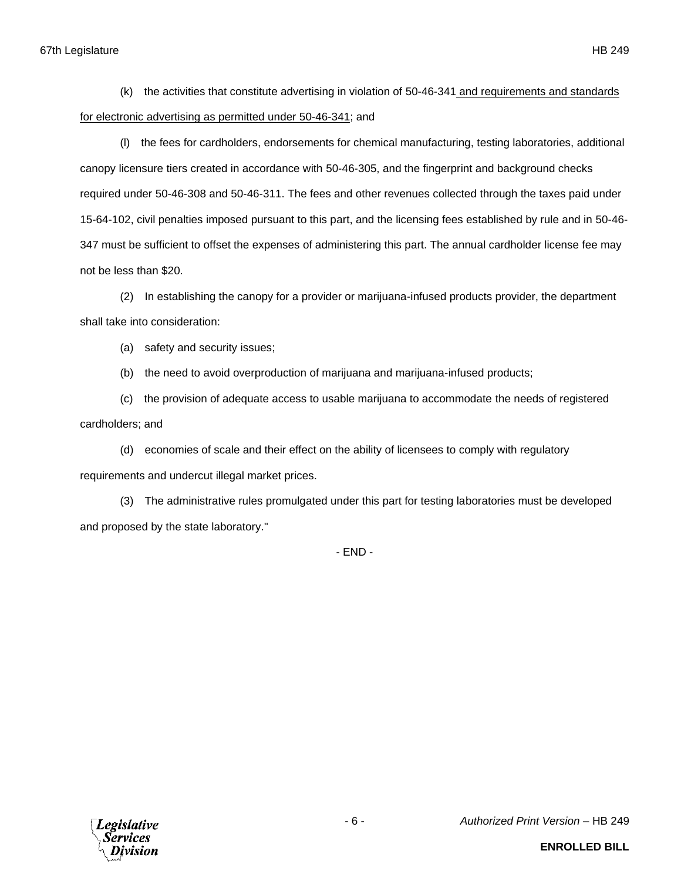(k) the activities that constitute advertising in violation of 50-46-341 <u>and requirements and standards for electronic advertising as permitted under 50-46-341</u>; and

(l) the fees for cardholders, endorsements for chemical manufacturing, testing laboratories, additional canopy licensure tiers created in accordance with 50-46-305, and the fingerprint and background checks required under 50-46-308 and 50-46-311. The fees and other revenues collected through the taxes paid under 15-64-102, civil penalties imposed pursuant to this part, and the licensing fees established by rule and in 50-46-347 must be sufficient to offset the expenses of administering this part. The annual cardholder license fee may not be less than $20.

(2) In establishing the canopy for a provider or marijuana-infused products provider, the department shall take into consideration:

(a) safety and security issues;

(b) the need to avoid overproduction of marijuana and marijuana-infused products;

(c) the provision of adequate access to usable marijuana to accommodate the needs of registered cardholders; and

(d) economies of scale and their effect on the ability of licensees to comply with regulatory requirements and undercut illegal market prices.

(3) The administrative rules promulgated under this part for testing laboratories must be developed and proposed by the state laboratory."

- END -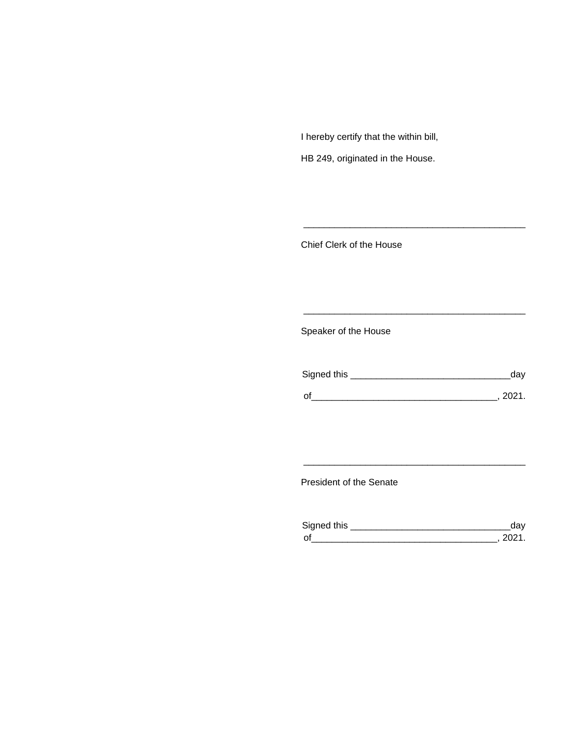I hereby certify that the within bill,

HB 249, originated in the House.

\_\_\_\_\_\_\_\_\_\_\_\_\_\_\_\_\_\_\_\_\_\_\_\_\_\_\_\_\_\_\_\_\_\_\_\_\_\_\_\_\_\_\_\_

Chief Clerk of the House

\_\_\_\_\_\_\_\_\_\_\_\_\_\_\_\_\_\_\_\_\_\_\_\_\_\_\_\_\_\_\_\_\_\_\_\_\_\_\_\_\_\_\_\_

Speaker of the House

Signed this \_\_\_\_\_\_\_\_\_\_\_\_\_\_\_\_\_\_\_\_\_\_\_\_\_\_\_\_\_\_\_day

of\_\_\_\_\_\_\_\_\_\_\_\_\_\_\_\_\_\_\_\_\_\_\_\_\_\_\_\_\_\_\_\_\_\_\_, 2021.

\_\_\_\_\_\_\_\_\_\_\_\_\_\_\_\_\_\_\_\_\_\_\_\_\_\_\_\_\_\_\_\_\_\_\_\_\_\_\_\_\_\_\_\_

President of the Senate

Signed this \_\_\_\_\_\_\_\_\_\_\_\_\_\_\_\_\_\_\_\_\_\_\_\_\_\_\_\_\_\_\_day

of\_\_\_\_\_\_\_\_\_\_\_\_\_\_\_\_\_\_\_\_\_\_\_\_\_\_\_\_\_\_\_\_\_\_\_, 2021.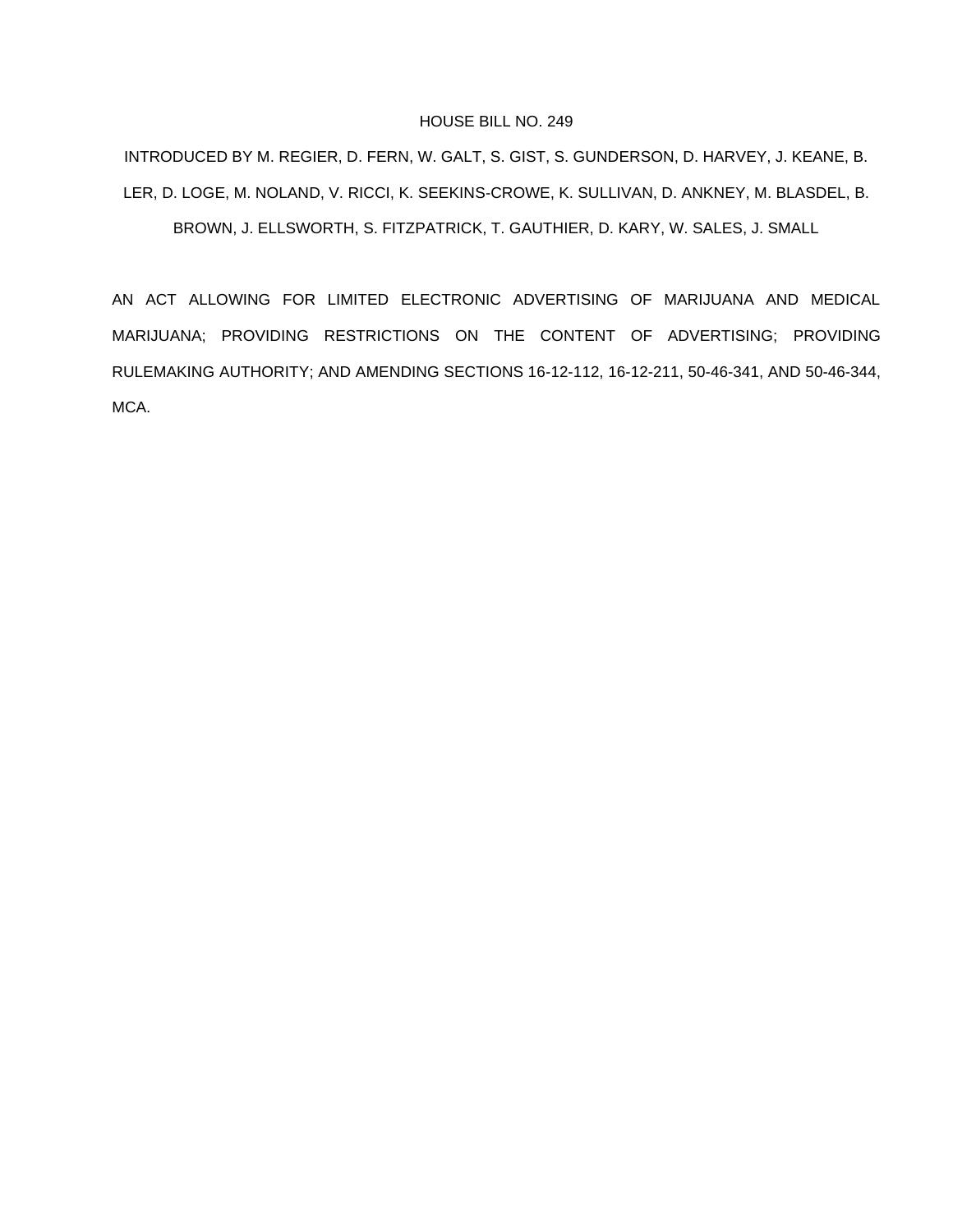HOUSE BILL NO. 249

INTRODUCED BY M. REGIER, D. FERN, W. GALT, S. GIST, S. GUNDERSON, D. HARVEY, J. KEANE, B. LER, D. LOGE, M. NOLAND, V. RICCI, K. SEEKINS-CROWE, K. SULLIVAN, D. ANKNEY, M. BLASDEL, B. BROWN, J. ELLSWORTH, S. FITZPATRICK, T. GAUTHIER, D. KARY, W. SALES, J. SMALL

AN ACT ALLOWING FOR LIMITED ELECTRONIC ADVERTISING OF MARIJUANA AND MEDICAL MARIJUANA; PROVIDING RESTRICTIONS ON THE CONTENT OF ADVERTISING; PROVIDING RULEMAKING AUTHORITY; AND AMENDING SECTIONS 16-12-112, 16-12-211, 50-46-341, AND 50-46-344, MCA.